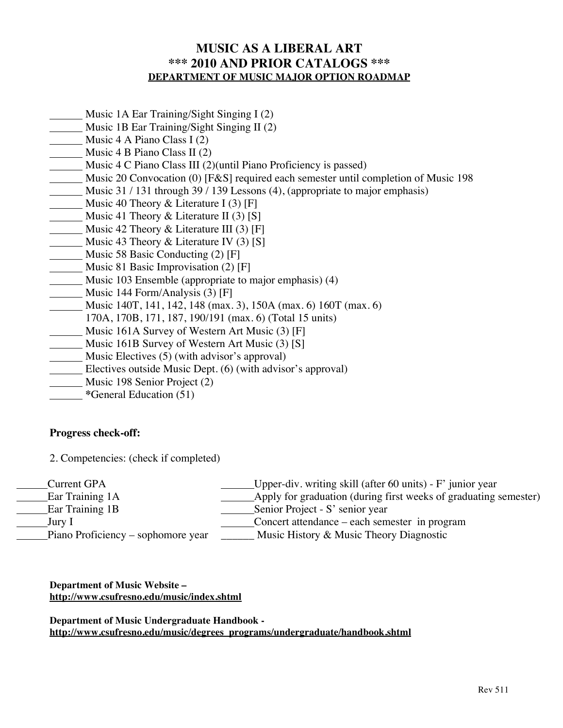# MUSIC AS A LIBERAL ART
## *** 2010 AND PRIOR CATALOGS ***
### DEPARTMENT OF MUSIC MAJOR OPTION ROADMAP

______ Music 1A Ear Training/Sight Singing I (2)
______ Music 1B Ear Training/Sight Singing II (2)
______ Music 4 A Piano Class I (2)
______ Music 4 B Piano Class II (2)
______ Music 4 C Piano Class III (2)(until Piano Proficiency is passed)
______ Music 20 Convocation (0) [F&S] required each semester until completion of Music 198
______ Music 31 / 131 through 39 / 139 Lessons (4), (appropriate to major emphasis)
______ Music 40 Theory & Literature I (3) [F]
______ Music 41 Theory & Literature II (3) [S]
______ Music 42 Theory & Literature III (3) [F]
______ Music 43 Theory & Literature IV (3) [S]
______ Music 58 Basic Conducting (2) [F]
______ Music 81 Basic Improvisation (2) [F]
______ Music 103 Ensemble (appropriate to major emphasis) (4)
______ Music 144 Form/Analysis (3) [F]
______ Music 140T, 141, 142, 148 (max. 3), 150A (max. 6) 160T (max. 6)
170A, 170B, 171, 187, 190/191 (max. 6) (Total 15 units)
______ Music 161A Survey of Western Art Music (3) [F]
______ Music 161B Survey of Western Art Music (3) [S]
______ Music Electives (5) (with advisor's approval)
______ Electives outside Music Dept. (6) (with advisor's approval)
______ Music 198 Senior Project (2)
______ *General Education (51)

**Progress check-off:**

2. Competencies: (check if completed)

______Current GPA
______Ear Training 1A
______Ear Training 1B
______Jury I
______Piano Proficiency – sophomore year
______Upper-div. writing skill (after 60 units) - F' junior year
______Apply for graduation (during first weeks of graduating semester)
______Senior Project - S' senior year
______Concert attendance – each semester in program
______ Music History & Music Theory Diagnostic

**Department of Music Website –**
**http://www.csufresno.edu/music/index.shtml**

**Department of Music Undergraduate Handbook -**
**http://www.csufresno.edu/music/degrees_programs/undergraduate/handbook.shtml**

Rev 511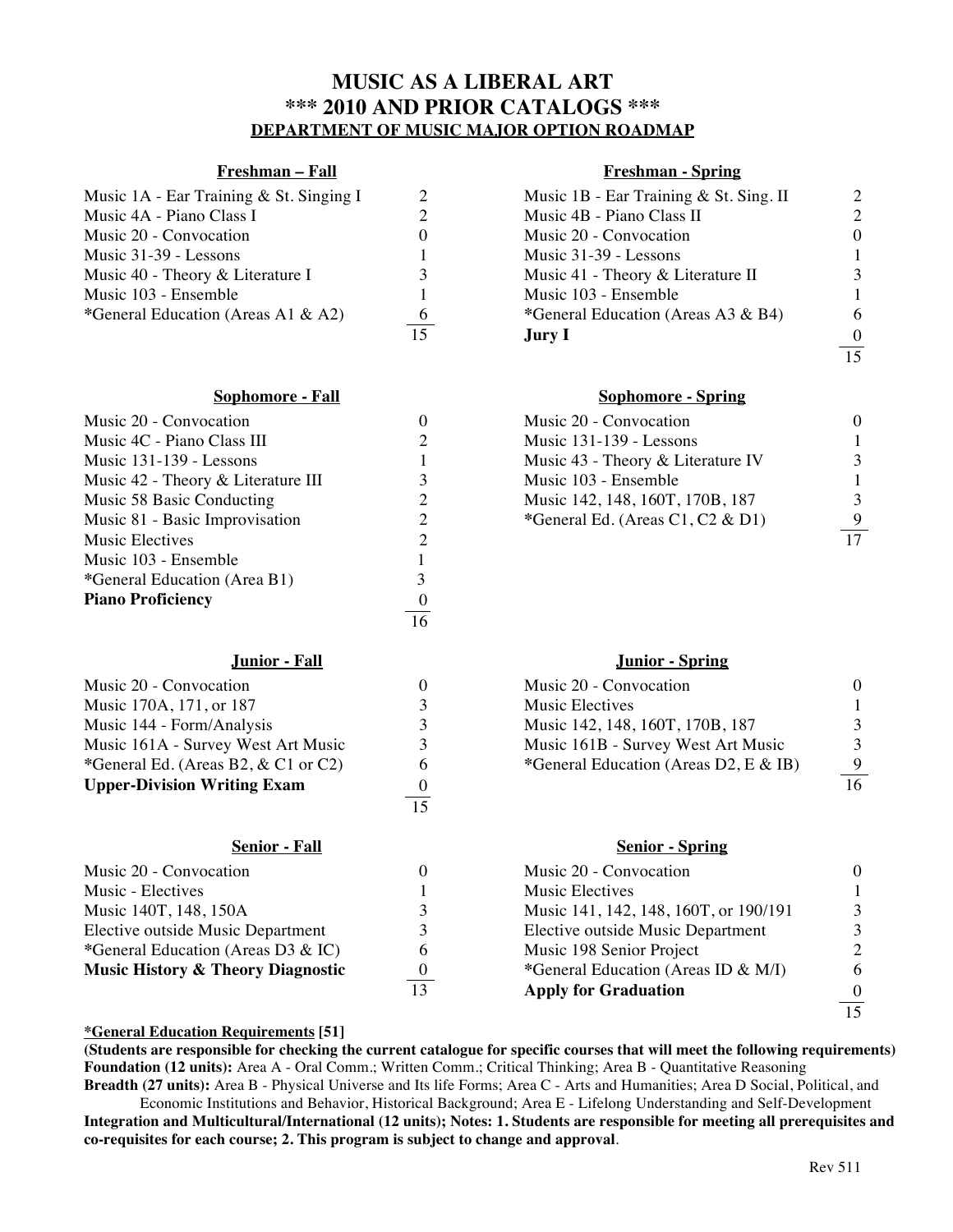# MUSIC AS A LIBERAL ART
## *** 2010 AND PRIOR CATALOGS ***
### DEPARTMENT OF MUSIC MAJOR OPTION ROADMAP

**Freshman – Fall**

| | |
|---|---|
| Music 1A - Ear Training & St. Singing I | 2 |
| Music 4A - Piano Class I | 2 |
| Music 20 - Convocation | 0 |
| Music 31-39 - Lessons | 1 |
| Music 40 - Theory & Literature I | 3 |
| Music 103 - Ensemble | 1 |
| *General Education (Areas A1 & A2) | 6 |
| | 15 |

**Freshman - Spring**

| | |
|---|---|
| Music 1B - Ear Training & St. Sing. II | 2 |
| Music 4B - Piano Class II | 2 |
| Music 20 - Convocation | 0 |
| Music 31-39 - Lessons | 1 |
| Music 41 - Theory & Literature II | 3 |
| Music 103 - Ensemble | 1 |
| *General Education (Areas A3 & B4) | 6 |
| **Jury I** | 0 |
| | 15 |

**Sophomore - Fall**

| | |
|---|---|
| Music 20 - Convocation | 0 |
| Music 4C - Piano Class III | 2 |
| Music 131-139 - Lessons | 1 |
| Music 42 - Theory & Literature III | 3 |
| Music 58 Basic Conducting | 2 |
| Music 81 - Basic Improvisation | 2 |
| Music Electives | 2 |
| Music 103 - Ensemble | 1 |
| *General Education (Area B1) | 3 |
| **Piano Proficiency** | 0 |
| | 16 |

**Sophomore - Spring**

| | |
|---|---|
| Music 20 - Convocation | 0 |
| Music 131-139 - Lessons | 1 |
| Music 43 - Theory & Literature IV | 3 |
| Music 103 - Ensemble | 1 |
| Music 142, 148, 160T, 170B, 187 | 3 |
| *General Ed. (Areas C1, C2 & D1) | 9 |
| | 17 |

**Junior - Fall**

| | |
|---|---|
| Music 20 - Convocation | 0 |
| Music 170A, 171, or 187 | 3 |
| Music 144 - Form/Analysis | 3 |
| Music 161A - Survey West Art Music | 3 |
| *General Ed. (Areas B2, & C1 or C2) | 6 |
| **Upper-Division Writing Exam** | 0 |
| | 15 |

**Junior - Spring**

| | |
|---|---|
| Music 20 - Convocation | 0 |
| Music Electives | 1 |
| Music 142, 148, 160T, 170B, 187 | 3 |
| Music 161B - Survey West Art Music | 3 |
| *General Education (Areas D2, E & IB) | 9 |
| | 16 |

**Senior - Fall**

| | |
|---|---|
| Music 20 - Convocation | 0 |
| Music - Electives | 1 |
| Music 140T, 148, 150A | 3 |
| Elective outside Music Department | 3 |
| *General Education (Areas D3 & IC) | 6 |
| **Music History & Theory Diagnostic** | 0 |
| | 13 |

**Senior - Spring**

| | |
|---|---|
| Music 20 - Convocation | 0 |
| Music Electives | 1 |
| Music 141, 142, 148, 160T, or 190/191 | 3 |
| Elective outside Music Department | 3 |
| Music 198 Senior Project | 2 |
| *General Education (Areas ID & M/I) | 6 |
| **Apply for Graduation** | 0 |
| | 15 |

**\*General Education Requirements [51]**

**(Students are responsible for checking the current catalogue for specific courses that will meet the following requirements)**
**Foundation (12 units):** Area A - Oral Comm.; Written Comm.; Critical Thinking; Area B - Quantitative Reasoning
**Breadth (27 units):** Area B - Physical Universe and Its life Forms; Area C - Arts and Humanities; Area D Social, Political, and Economic Institutions and Behavior, Historical Background; Area E - Lifelong Understanding and Self-Development
**Integration and Multicultural/International (12 units); Notes: 1. Students are responsible for meeting all prerequisites and co-requisites for each course; 2. This program is subject to change and approval**.

Rev 511